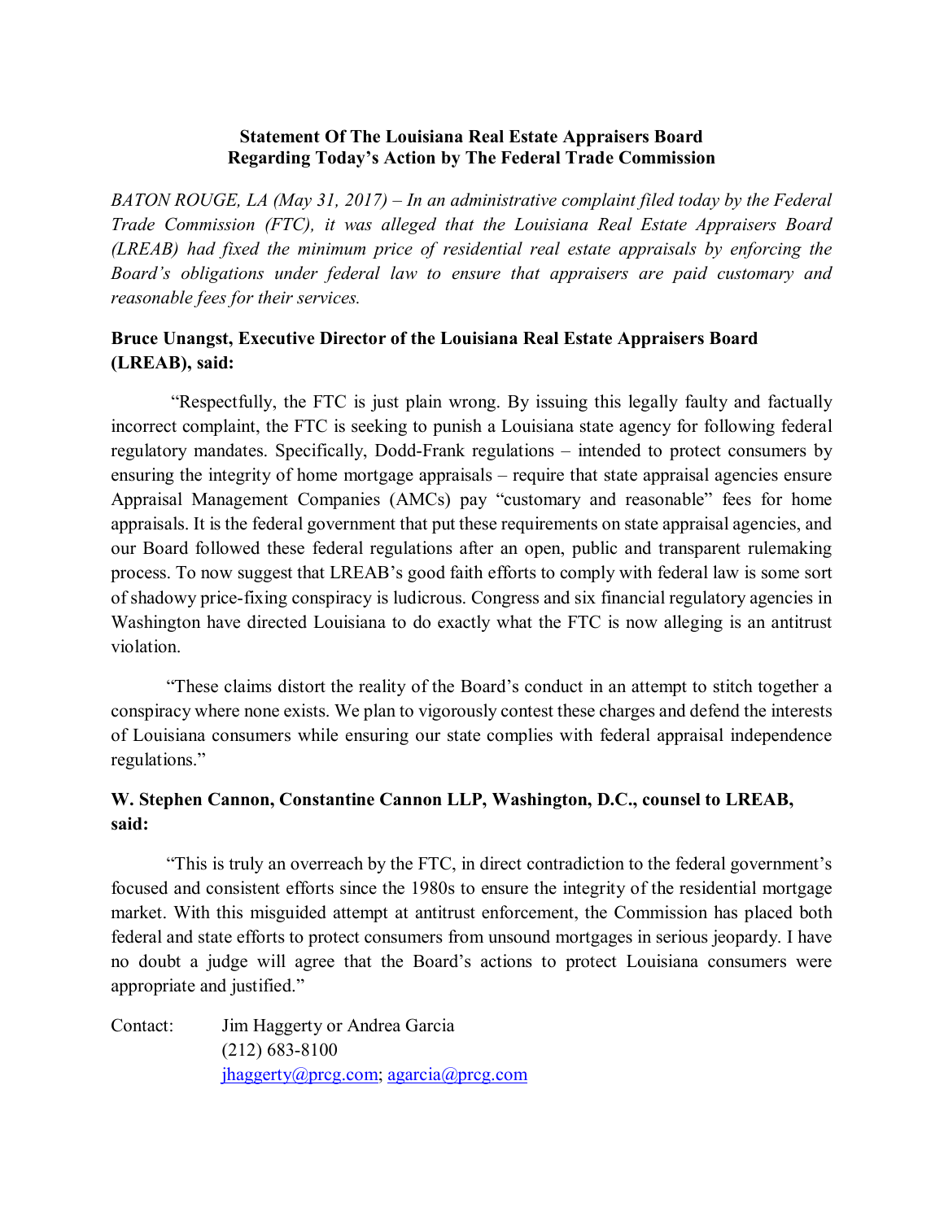**Statement Of The Louisiana Real Estate Appraisers Board**
**Regarding Today's Action by The Federal Trade Commission**

*BATON ROUGE, LA (May 31, 2017) – In an administrative complaint filed today by the Federal Trade Commission (FTC), it was alleged that the Louisiana Real Estate Appraisers Board (LREAB) had fixed the minimum price of residential real estate appraisals by enforcing the Board's obligations under federal law to ensure that appraisers are paid customary and reasonable fees for their services.*

**Bruce Unangst, Executive Director of the Louisiana Real Estate Appraisers Board (LREAB), said:**

"Respectfully, the FTC is just plain wrong. By issuing this legally faulty and factually incorrect complaint, the FTC is seeking to punish a Louisiana state agency for following federal regulatory mandates. Specifically, Dodd-Frank regulations – intended to protect consumers by ensuring the integrity of home mortgage appraisals – require that state appraisal agencies ensure Appraisal Management Companies (AMCs) pay "customary and reasonable" fees for home appraisals. It is the federal government that put these requirements on state appraisal agencies, and our Board followed these federal regulations after an open, public and transparent rulemaking process. To now suggest that LREAB's good faith efforts to comply with federal law is some sort of shadowy price-fixing conspiracy is ludicrous. Congress and six financial regulatory agencies in Washington have directed Louisiana to do exactly what the FTC is now alleging is an antitrust violation.

"These claims distort the reality of the Board's conduct in an attempt to stitch together a conspiracy where none exists. We plan to vigorously contest these charges and defend the interests of Louisiana consumers while ensuring our state complies with federal appraisal independence regulations."

**W. Stephen Cannon, Constantine Cannon LLP, Washington, D.C., counsel to LREAB, said:**

"This is truly an overreach by the FTC, in direct contradiction to the federal government's focused and consistent efforts since the 1980s to ensure the integrity of the residential mortgage market. With this misguided attempt at antitrust enforcement, the Commission has placed both federal and state efforts to protect consumers from unsound mortgages in serious jeopardy. I have no doubt a judge will agree that the Board's actions to protect Louisiana consumers were appropriate and justified."

Contact: Jim Haggerty or Andrea Garcia
(212) 683-8100
jhaggerty@prcg.com; agarcia@prcg.com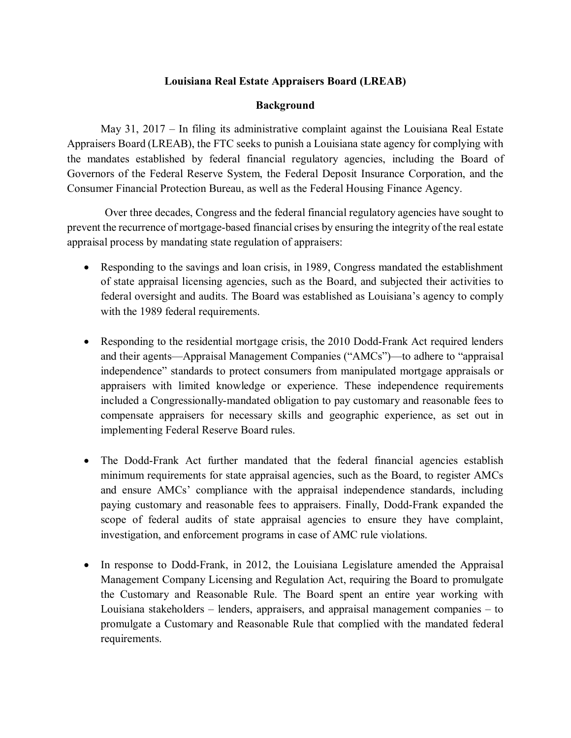**Louisiana Real Estate Appraisers Board (LREAB)**

**Background**

May 31, 2017 – In filing its administrative complaint against the Louisiana Real Estate Appraisers Board (LREAB), the FTC seeks to punish a Louisiana state agency for complying with the mandates established by federal financial regulatory agencies, including the Board of Governors of the Federal Reserve System, the Federal Deposit Insurance Corporation, and the Consumer Financial Protection Bureau, as well as the Federal Housing Finance Agency.

Over three decades, Congress and the federal financial regulatory agencies have sought to prevent the recurrence of mortgage-based financial crises by ensuring the integrity of the real estate appraisal process by mandating state regulation of appraisers:

- Responding to the savings and loan crisis, in 1989, Congress mandated the establishment of state appraisal licensing agencies, such as the Board, and subjected their activities to federal oversight and audits. The Board was established as Louisiana's agency to comply with the 1989 federal requirements.

- Responding to the residential mortgage crisis, the 2010 Dodd-Frank Act required lenders and their agents—Appraisal Management Companies ("AMCs")—to adhere to "appraisal independence" standards to protect consumers from manipulated mortgage appraisals or appraisers with limited knowledge or experience. These independence requirements included a Congressionally-mandated obligation to pay customary and reasonable fees to compensate appraisers for necessary skills and geographic experience, as set out in implementing Federal Reserve Board rules.

- The Dodd-Frank Act further mandated that the federal financial agencies establish minimum requirements for state appraisal agencies, such as the Board, to register AMCs and ensure AMCs' compliance with the appraisal independence standards, including paying customary and reasonable fees to appraisers. Finally, Dodd-Frank expanded the scope of federal audits of state appraisal agencies to ensure they have complaint, investigation, and enforcement programs in case of AMC rule violations.

- In response to Dodd-Frank, in 2012, the Louisiana Legislature amended the Appraisal Management Company Licensing and Regulation Act, requiring the Board to promulgate the Customary and Reasonable Rule. The Board spent an entire year working with Louisiana stakeholders – lenders, appraisers, and appraisal management companies – to promulgate a Customary and Reasonable Rule that complied with the mandated federal requirements.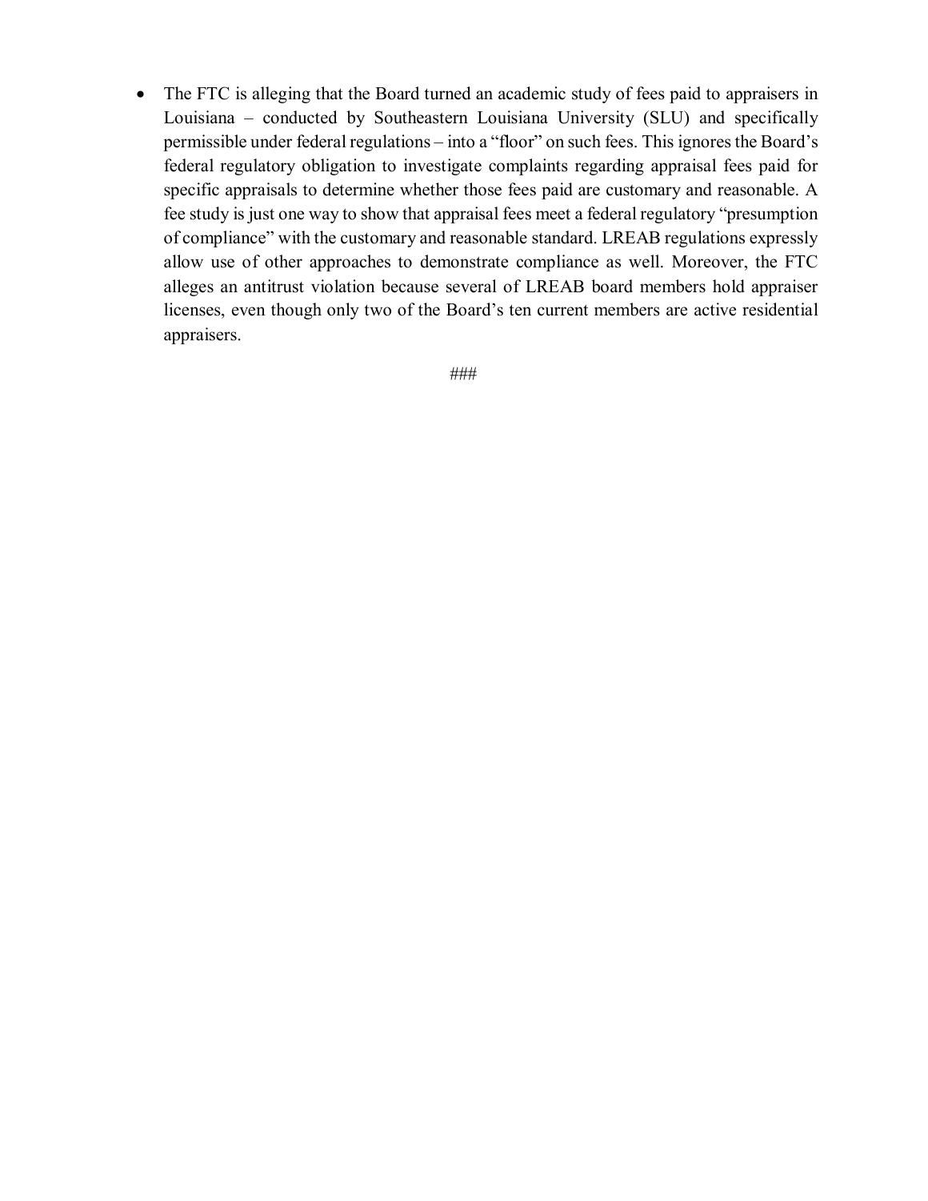- The FTC is alleging that the Board turned an academic study of fees paid to appraisers in Louisiana – conducted by Southeastern Louisiana University (SLU) and specifically permissible under federal regulations – into a "floor" on such fees. This ignores the Board's federal regulatory obligation to investigate complaints regarding appraisal fees paid for specific appraisals to determine whether those fees paid are customary and reasonable. A fee study is just one way to show that appraisal fees meet a federal regulatory "presumption of compliance" with the customary and reasonable standard. LREAB regulations expressly allow use of other approaches to demonstrate compliance as well. Moreover, the FTC alleges an antitrust violation because several of LREAB board members hold appraiser licenses, even though only two of the Board's ten current members are active residential appraisers.

###